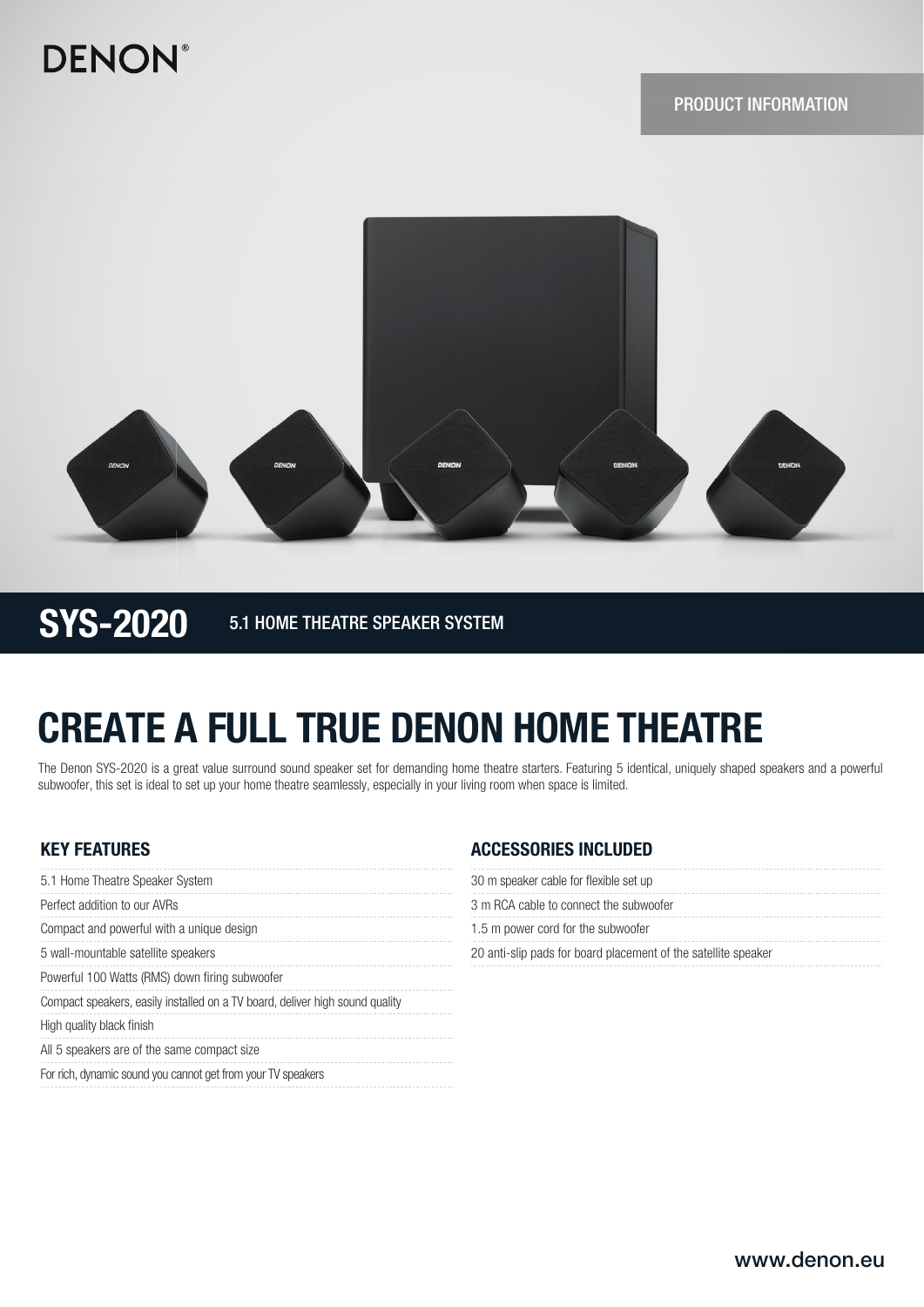DENON

PRODUCT INFORMATION

**SYS-2020** 5.1 HOME THEATRE SPEAKER SYSTEM

# CREATE A FULL TRUE DENON HOME THEATRE

The Denon SYS-2020 is a great value surround sound speaker set for demanding home theatre starters. Featuring 5 identical, uniquely shaped speakers and a powerful subwoofer, this set is ideal to set up your home theatre seamlessly, especially in your living room when space is limited.

## KEY FEATURES

- 5.1 Home Theatre Speaker System
- Perfect addition to our AVRs
- Compact and powerful with a unique design
- 5 wall-mountable satellite speakers
- Powerful 100 Watts (RMS) down firing subwoofer
- Compact speakers, easily installed on a TV board, deliver high sound quality
- High quality black finish
- All 5 speakers are of the same compact size
- For rich, dynamic sound you cannot get from your TV speakers

## ACCESSORIES INCLUDED

- 30 m speaker cable for flexible set up
- 3 m RCA cable to connect the subwoofer
- 1.5 m power cord for the subwoofer
- 20 anti-slip pads for board placement of the satellite speaker

www.denon.eu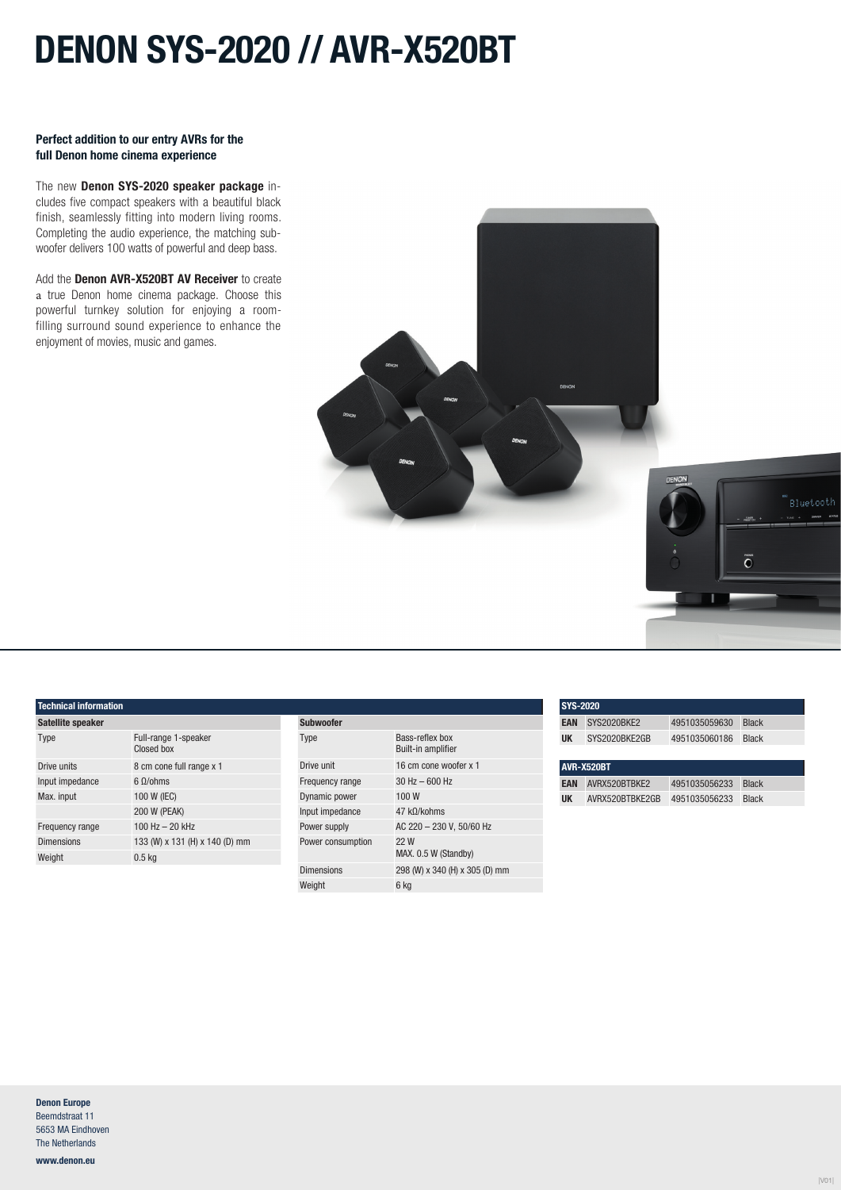# DENON SYS-2020 // AVR-X520BT

**Perfect addition to our entry AVRs for the full Denon home cinema experience**

The new **Denon SYS-2020 speaker package** includes five compact speakers with a beautiful black finish, seamlessly fitting into modern living rooms. Completing the audio experience, the matching subwoofer delivers 100 watts of powerful and deep bass.

Add the **Denon AVR-X520BT AV Receiver** to create a true Denon home cinema package. Choose this powerful turnkey solution for enjoying a room-filling surround sound experience to enhance the enjoyment of movies, music and games.

## Technical information

| Satellite speaker | |
|---|---|
| Type | Full-range 1-speaker Closed box |
| Drive units | 8 cm cone full range x 1 |
| Input impedance | 6 Ω/ohms |
| Max. input | 100 W (IEC) |
| | 200 W (PEAK) |
| Frequency range | 100 Hz – 20 kHz |
| Dimensions | 133 (W) x 131 (H) x 140 (D) mm |
| Weight | 0.5 kg |

| Subwoofer | |
|---|---|
| Type | Bass-reflex box Built-in amplifier |
| Drive unit | 16 cm cone woofer x 1 |
| Frequency range | 30 Hz – 600 Hz |
| Dynamic power | 100 W |
| Input impedance | 47 kΩ/kohms |
| Power supply | AC 220 – 230 V, 50/60 Hz |
| Power consumption | 22 W MAX. 0.5 W (Standby) |
| Dimensions | 298 (W) x 340 (H) x 305 (D) mm |
| Weight | 6 kg |

| SYS-2020 | | | |
|---|---|---|---|
| EAN | SYS2020BKE2 | 4951035059630 | Black |
| UK | SYS2020BKE2GB | 4951035060186 | Black |

| AVR-X520BT | | | |
|---|---|---|---|
| EAN | AVRX520BTBKE2 | 4951035056233 | Black |
| UK | AVRX520BTBKE2GB | 4951035056233 | Black |

**Denon Europe**
Beemdstraat 11
5653 MA Eindhoven
The Netherlands

**www.denon.eu**